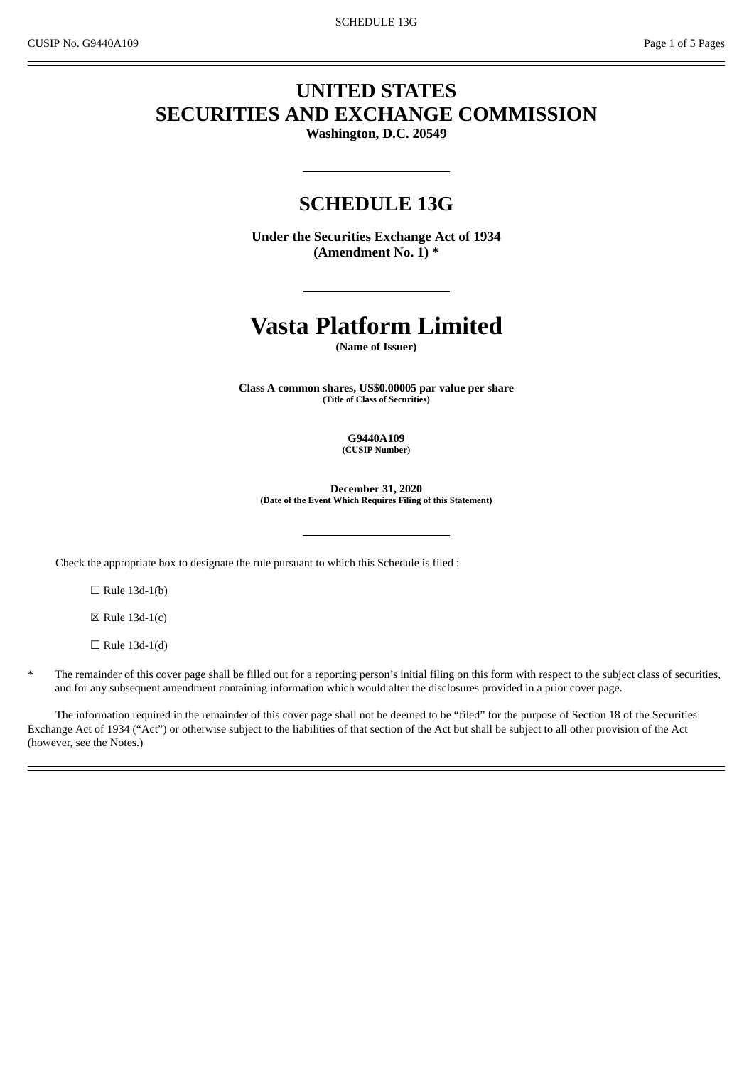# UNITED STATES
# SECURITIES AND EXCHANGE COMMISSION

**Washington, D.C. 20549**

---

## SCHEDULE 13G

**Under the Securities Exchange Act of 1934**
**(Amendment No. 1) ***

---

# Vasta Platform Limited

**(Name of Issuer)**

**Class A common shares, US$0.00005 par value per share**
**(Title of Class of Securities)**

**G9440A109**
**(CUSIP Number)**

**December 31, 2020**
**(Date of the Event Which Requires Filing of this Statement)**

---

Check the appropriate box to designate the rule pursuant to which this Schedule is filed :

☐ Rule 13d-1(b)

☒ Rule 13d-1(c)

☐ Rule 13d-1(d)

* The remainder of this cover page shall be filled out for a reporting person's initial filing on this form with respect to the subject class of securities, and for any subsequent amendment containing information which would alter the disclosures provided in a prior cover page.

The information required in the remainder of this cover page shall not be deemed to be "filed" for the purpose of Section 18 of the Securities Exchange Act of 1934 ("Act") or otherwise subject to the liabilities of that section of the Act but shall be subject to all other provision of the Act (however, see the Notes.)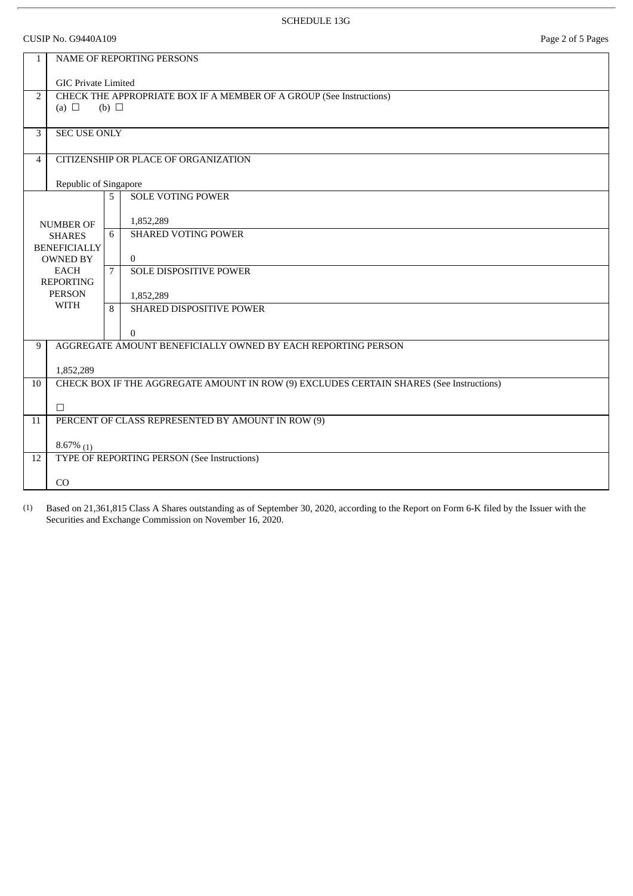SCHEDULE 13G

CUSIP No. G9440A109

| | | | |
|---|---|---|---|
| 1 | NAME OF REPORTING PERSONS<br><br>GIC Private Limited | | |
| 2 | CHECK THE APPROPRIATE BOX IF A MEMBER OF A GROUP (See Instructions)<br>(a) ☐ (b) ☐ | | |
| 3 | SEC USE ONLY | | |
| 4 | CITIZENSHIP OR PLACE OF ORGANIZATION<br><br>Republic of Singapore | | |
| NUMBER OF SHARES BENEFICIALLY OWNED BY EACH REPORTING PERSON WITH | | 5 | SOLE VOTING POWER<br><br>1,852,289 |
| | | 6 | SHARED VOTING POWER<br><br>0 |
| | | 7 | SOLE DISPOSITIVE POWER<br><br>1,852,289 |
| | | 8 | SHARED DISPOSITIVE POWER<br><br>0 |
| 9 | AGGREGATE AMOUNT BENEFICIALLY OWNED BY EACH REPORTING PERSON<br><br>1,852,289 | | |
| 10 | CHECK BOX IF THE AGGREGATE AMOUNT IN ROW (9) EXCLUDES CERTAIN SHARES (See Instructions)<br><br>☐ | | |
| 11 | PERCENT OF CLASS REPRESENTED BY AMOUNT IN ROW (9)<br><br>8.67% (1) | | |
| 12 | TYPE OF REPORTING PERSON (See Instructions)<br><br>CO | | |

(1) Based on 21,361,815 Class A Shares outstanding as of September 30, 2020, according to the Report on Form 6-K filed by the Issuer with the Securities and Exchange Commission on November 16, 2020.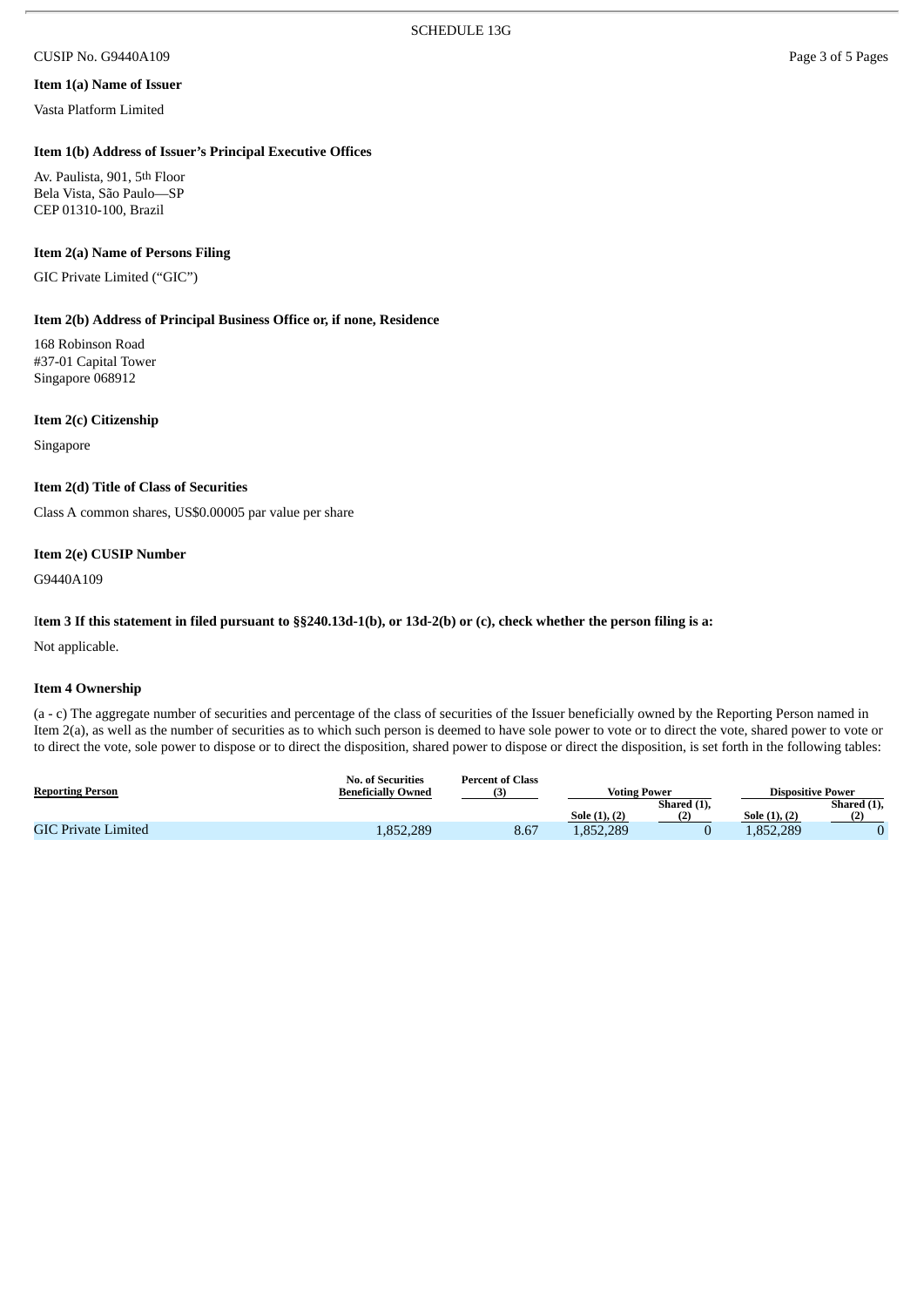SCHEDULE 13G

CUSIP No. G9440A109

**Item 1(a) Name of Issuer**

Vasta Platform Limited

**Item 1(b) Address of Issuer's Principal Executive Offices**

Av. Paulista, 901, 5th Floor
Bela Vista, São Paulo—SP
CEP 01310-100, Brazil

**Item 2(a) Name of Persons Filing**

GIC Private Limited ("GIC")

**Item 2(b) Address of Principal Business Office or, if none, Residence**

168 Robinson Road
#37-01 Capital Tower
Singapore 068912

**Item 2(c) Citizenship**

Singapore

**Item 2(d) Title of Class of Securities**

Class A common shares, US$0.00005 par value per share

**Item 2(e) CUSIP Number**

G9440A109

**Item 3 If this statement in filed pursuant to §§240.13d-1(b), or 13d-2(b) or (c), check whether the person filing is a:**

Not applicable.

**Item 4 Ownership**

(a - c) The aggregate number of securities and percentage of the class of securities of the Issuer beneficially owned by the Reporting Person named in Item 2(a), as well as the number of securities as to which such person is deemed to have sole power to vote or to direct the vote, shared power to vote or to direct the vote, sole power to dispose or to direct the disposition, shared power to dispose or direct the disposition, is set forth in the following tables:

| Reporting Person | No. of Securities Beneficially Owned | Percent of Class (3) | Voting Power | | Dispositive Power | |
|---|---|---|---|---|---|---|
| | | | Sole (1), (2) | Shared (1), (2) | Sole (1), (2) | Shared (1), (2) |
| GIC Private Limited | 1,852,289 | 8.67 | 1,852,289 | 0 | 1,852,289 | 0 |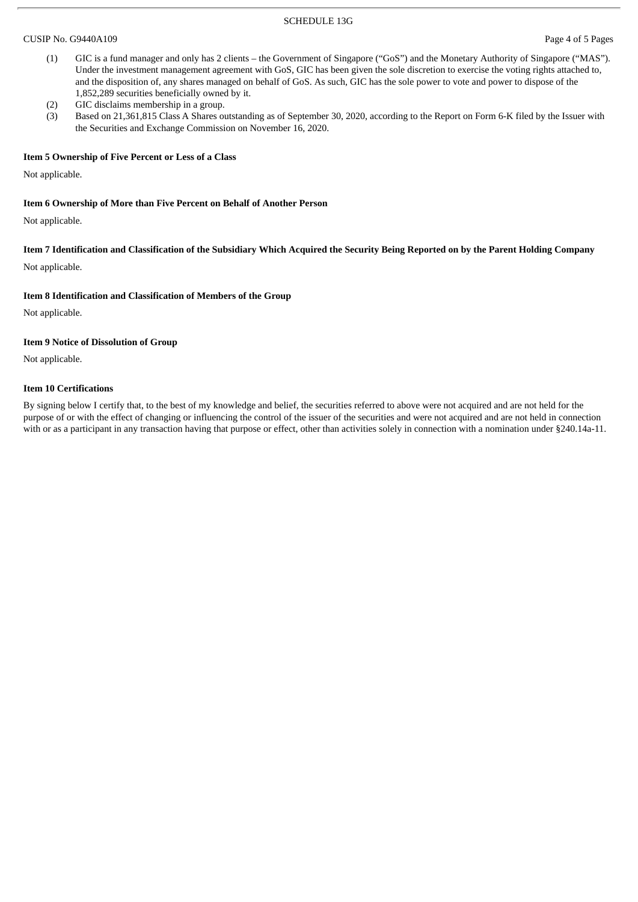(1) GIC is a fund manager and only has 2 clients – the Government of Singapore ("GoS") and the Monetary Authority of Singapore ("MAS"). Under the investment management agreement with GoS, GIC has been given the sole discretion to exercise the voting rights attached to, and the disposition of, any shares managed on behalf of GoS. As such, GIC has the sole power to vote and power to dispose of the 1,852,289 securities beneficially owned by it.

(2) GIC disclaims membership in a group.

(3) Based on 21,361,815 Class A Shares outstanding as of September 30, 2020, according to the Report on Form 6-K filed by the Issuer with the Securities and Exchange Commission on November 16, 2020.

**Item 5 Ownership of Five Percent or Less of a Class**

Not applicable.

**Item 6 Ownership of More than Five Percent on Behalf of Another Person**

Not applicable.

**Item 7 Identification and Classification of the Subsidiary Which Acquired the Security Being Reported on by the Parent Holding Company**

Not applicable.

**Item 8 Identification and Classification of Members of the Group**

Not applicable.

**Item 9 Notice of Dissolution of Group**

Not applicable.

**Item 10 Certifications**

By signing below I certify that, to the best of my knowledge and belief, the securities referred to above were not acquired and are not held for the purpose of or with the effect of changing or influencing the control of the issuer of the securities and were not acquired and are not held in connection with or as a participant in any transaction having that purpose or effect, other than activities solely in connection with a nomination under §240.14a-11.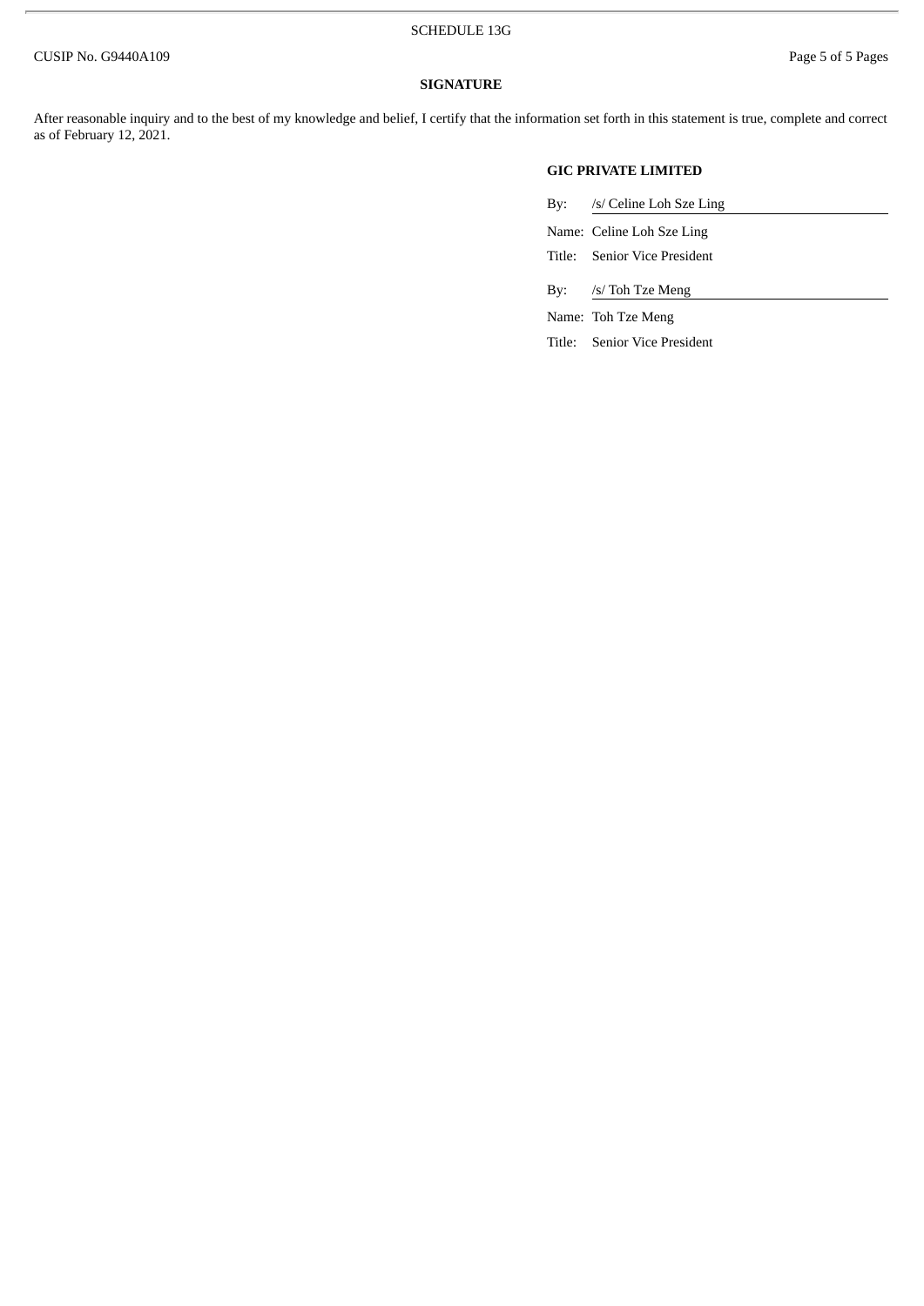**SIGNATURE**

After reasonable inquiry and to the best of my knowledge and belief, I certify that the information set forth in this statement is true, complete and correct as of February 12, 2021.

**GIC PRIVATE LIMITED**

By: /s/ Celine Loh Sze Ling

Name: Celine Loh Sze Ling

Title: Senior Vice President

By: /s/ Toh Tze Meng

Name: Toh Tze Meng

Title: Senior Vice President